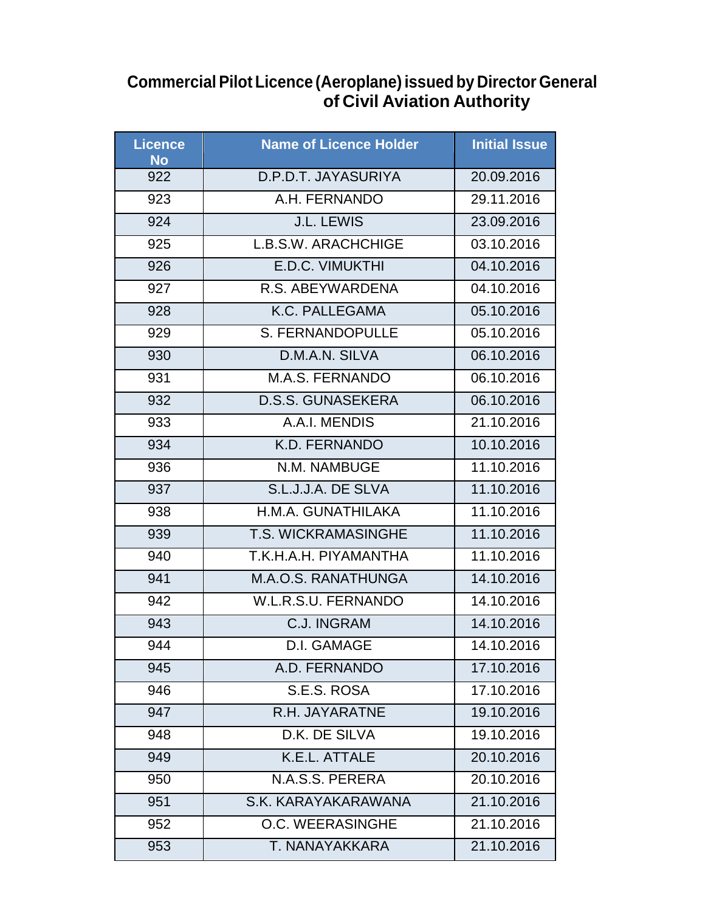# Commercial Pilot Licence (Aeroplane) issued by Director General of Civil Aviation Authority

| Licence No | Name of Licence Holder | Initial Issue |
|---|---|---|
| 922 | D.P.D.T. JAYASURIYA | 20.09.2016 |
| 923 | A.H. FERNANDO | 29.11.2016 |
| 924 | J.L. LEWIS | 23.09.2016 |
| 925 | L.B.S.W. ARACHCHIGE | 03.10.2016 |
| 926 | E.D.C. VIMUKTHI | 04.10.2016 |
| 927 | R.S. ABEYWARDENA | 04.10.2016 |
| 928 | K.C. PALLEGAMA | 05.10.2016 |
| 929 | S. FERNANDOPULLE | 05.10.2016 |
| 930 | D.M.A.N. SILVA | 06.10.2016 |
| 931 | M.A.S. FERNANDO | 06.10.2016 |
| 932 | D.S.S. GUNASEKERA | 06.10.2016 |
| 933 | A.A.I. MENDIS | 21.10.2016 |
| 934 | K.D. FERNANDO | 10.10.2016 |
| 936 | N.M. NAMBUGE | 11.10.2016 |
| 937 | S.L.J.J.A. DE SLVA | 11.10.2016 |
| 938 | H.M.A. GUNATHILAKA | 11.10.2016 |
| 939 | T.S. WICKRAMASINGHE | 11.10.2016 |
| 940 | T.K.H.A.H. PIYAMANTHA | 11.10.2016 |
| 941 | M.A.O.S. RANATHUNGA | 14.10.2016 |
| 942 | W.L.R.S.U. FERNANDO | 14.10.2016 |
| 943 | C.J. INGRAM | 14.10.2016 |
| 944 | D.I. GAMAGE | 14.10.2016 |
| 945 | A.D. FERNANDO | 17.10.2016 |
| 946 | S.E.S. ROSA | 17.10.2016 |
| 947 | R.H. JAYARATNE | 19.10.2016 |
| 948 | D.K. DE SILVA | 19.10.2016 |
| 949 | K.E.L. ATTALE | 20.10.2016 |
| 950 | N.A.S.S. PERERA | 20.10.2016 |
| 951 | S.K. KARAYAKARAWANA | 21.10.2016 |
| 952 | O.C. WEERASINGHE | 21.10.2016 |
| 953 | T. NANAYAKKARA | 21.10.2016 |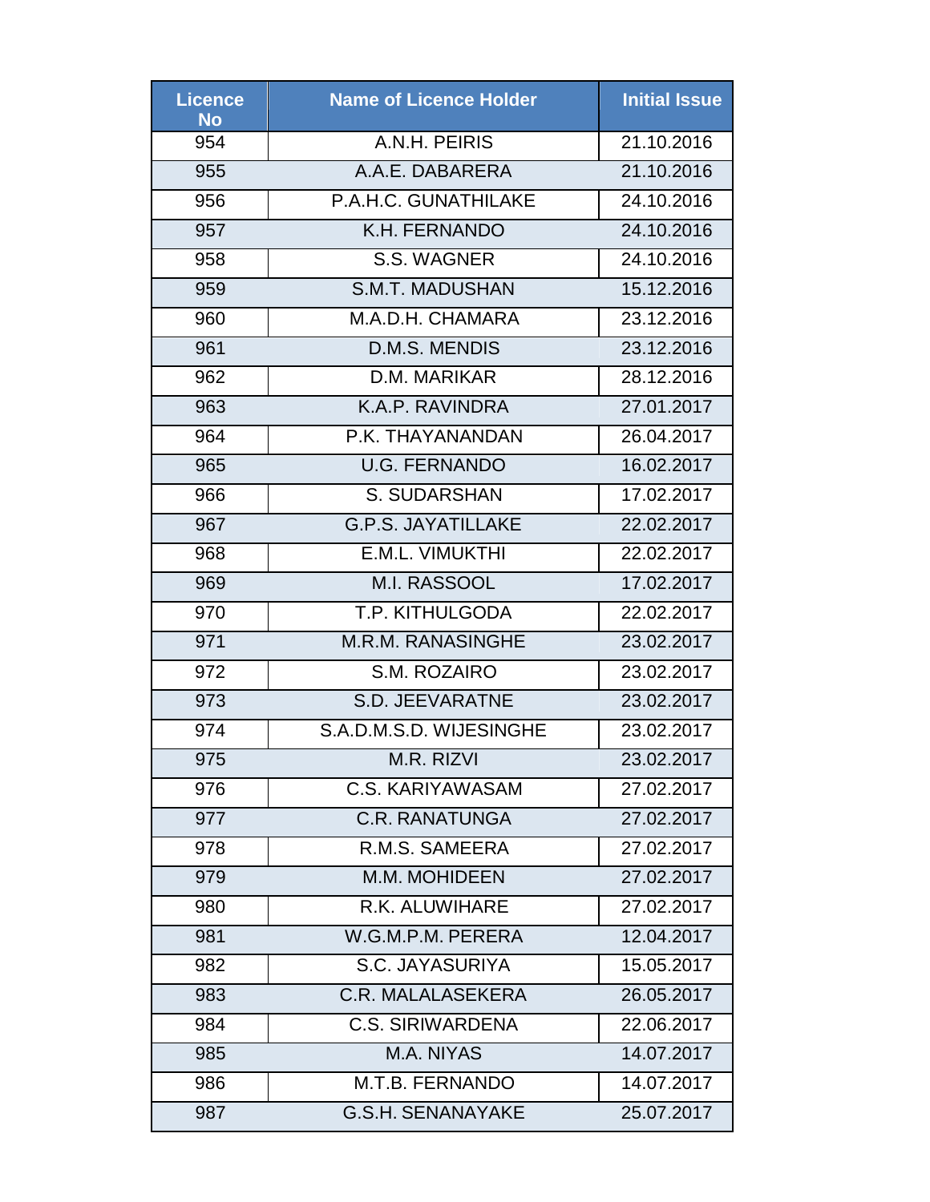| Licence No | Name of Licence Holder | Initial Issue |
|---|---|---|
| 954 | A.N.H. PEIRIS | 21.10.2016 |
| 955 | A.A.E. DABARERA | 21.10.2016 |
| 956 | P.A.H.C. GUNATHILAKE | 24.10.2016 |
| 957 | K.H. FERNANDO | 24.10.2016 |
| 958 | S.S. WAGNER | 24.10.2016 |
| 959 | S.M.T. MADUSHAN | 15.12.2016 |
| 960 | M.A.D.H. CHAMARA | 23.12.2016 |
| 961 | D.M.S. MENDIS | 23.12.2016 |
| 962 | D.M. MARIKAR | 28.12.2016 |
| 963 | K.A.P. RAVINDRA | 27.01.2017 |
| 964 | P.K. THAYANANDAN | 26.04.2017 |
| 965 | U.G. FERNANDO | 16.02.2017 |
| 966 | S. SUDARSHAN | 17.02.2017 |
| 967 | G.P.S. JAYATILLAKE | 22.02.2017 |
| 968 | E.M.L. VIMUKTHI | 22.02.2017 |
| 969 | M.I. RASSOOL | 17.02.2017 |
| 970 | T.P. KITHULGODA | 22.02.2017 |
| 971 | M.R.M. RANASINGHE | 23.02.2017 |
| 972 | S.M. ROZAIRO | 23.02.2017 |
| 973 | S.D. JEEVARATNE | 23.02.2017 |
| 974 | S.A.D.M.S.D. WIJESINGHE | 23.02.2017 |
| 975 | M.R. RIZVI | 23.02.2017 |
| 976 | C.S. KARIYAWASAM | 27.02.2017 |
| 977 | C.R. RANATUNGA | 27.02.2017 |
| 978 | R.M.S. SAMEERA | 27.02.2017 |
| 979 | M.M. MOHIDEEN | 27.02.2017 |
| 980 | R.K. ALUWIHARE | 27.02.2017 |
| 981 | W.G.M.P.M. PERERA | 12.04.2017 |
| 982 | S.C. JAYASURIYA | 15.05.2017 |
| 983 | C.R. MALALASEKERA | 26.05.2017 |
| 984 | C.S. SIRIWARDENA | 22.06.2017 |
| 985 | M.A. NIYAS | 14.07.2017 |
| 986 | M.T.B. FERNANDO | 14.07.2017 |
| 987 | G.S.H. SENANAYAKE | 25.07.2017 |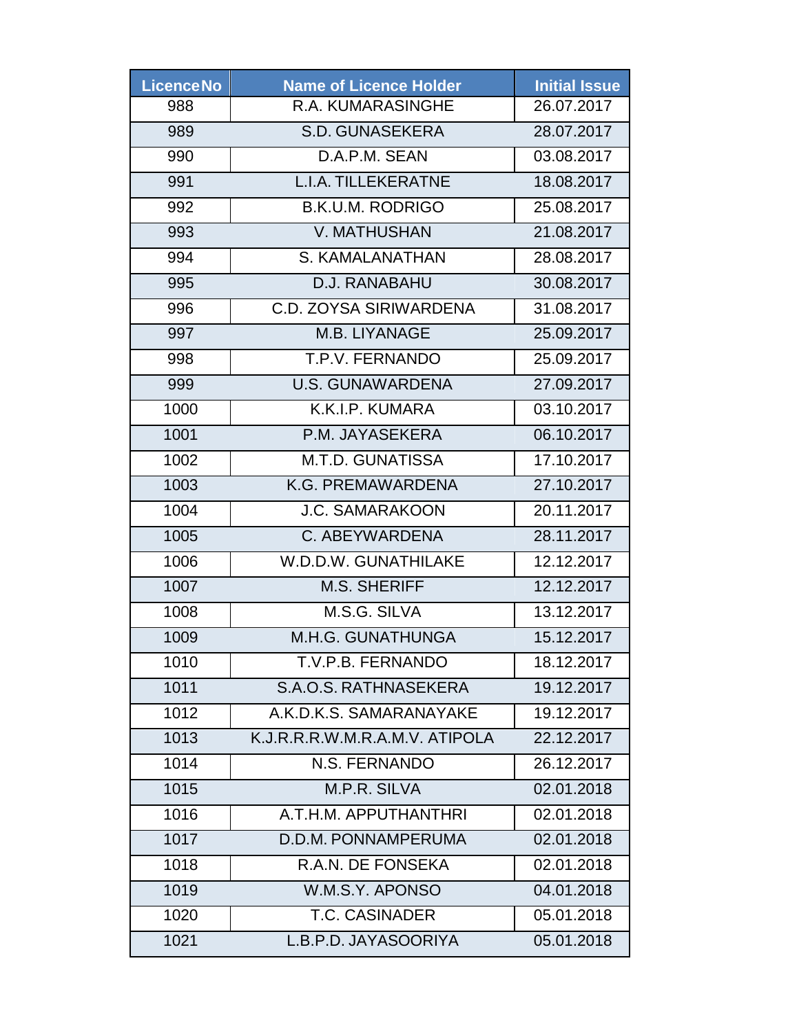| LicenceNo | Name of Licence Holder | Initial Issue |
|---|---|---|
| 988 | R.A. KUMARASINGHE | 26.07.2017 |
| 989 | S.D. GUNASEKERA | 28.07.2017 |
| 990 | D.A.P.M. SEAN | 03.08.2017 |
| 991 | L.I.A. TILLEKERATNE | 18.08.2017 |
| 992 | B.K.U.M. RODRIGO | 25.08.2017 |
| 993 | V. MATHUSHAN | 21.08.2017 |
| 994 | S. KAMALANATHAN | 28.08.2017 |
| 995 | D.J. RANABAHU | 30.08.2017 |
| 996 | C.D. ZOYSA SIRIWARDENA | 31.08.2017 |
| 997 | M.B. LIYANAGE | 25.09.2017 |
| 998 | T.P.V. FERNANDO | 25.09.2017 |
| 999 | U.S. GUNAWARDENA | 27.09.2017 |
| 1000 | K.K.I.P. KUMARA | 03.10.2017 |
| 1001 | P.M. JAYASEKERA | 06.10.2017 |
| 1002 | M.T.D. GUNATISSA | 17.10.2017 |
| 1003 | K.G. PREMAWARDENA | 27.10.2017 |
| 1004 | J.C. SAMARAKOON | 20.11.2017 |
| 1005 | C. ABEYWARDENA | 28.11.2017 |
| 1006 | W.D.D.W. GUNATHILAKE | 12.12.2017 |
| 1007 | M.S. SHERIFF | 12.12.2017 |
| 1008 | M.S.G. SILVA | 13.12.2017 |
| 1009 | M.H.G. GUNATHUNGA | 15.12.2017 |
| 1010 | T.V.P.B. FERNANDO | 18.12.2017 |
| 1011 | S.A.O.S. RATHNASEKERA | 19.12.2017 |
| 1012 | A.K.D.K.S. SAMARANAYAKE | 19.12.2017 |
| 1013 | K.J.R.R.R.W.M.R.A.M.V. ATIPOLA | 22.12.2017 |
| 1014 | N.S. FERNANDO | 26.12.2017 |
| 1015 | M.P.R. SILVA | 02.01.2018 |
| 1016 | A.T.H.M. APPUTHANTHRI | 02.01.2018 |
| 1017 | D.D.M. PONNAMPERUMA | 02.01.2018 |
| 1018 | R.A.N. DE FONSEKA | 02.01.2018 |
| 1019 | W.M.S.Y. APONSO | 04.01.2018 |
| 1020 | T.C. CASINADER | 05.01.2018 |
| 1021 | L.B.P.D. JAYASOORIYA | 05.01.2018 |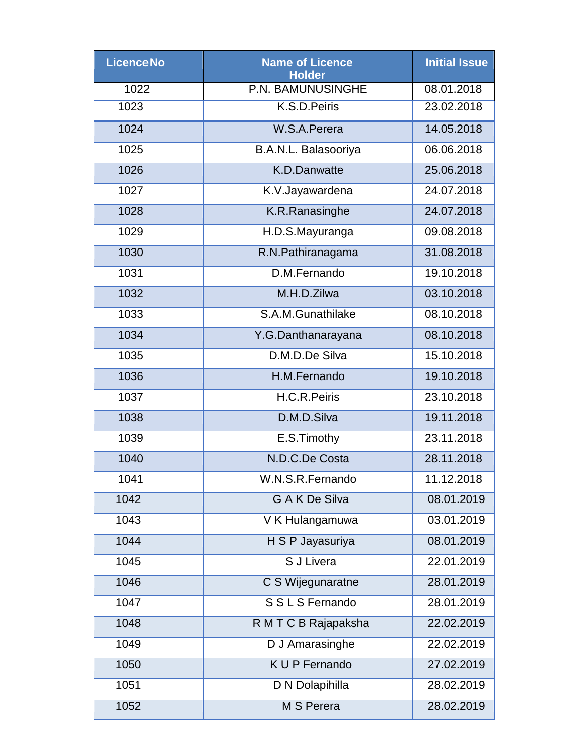| LicenceNo | Name of Licence Holder | Initial Issue |
|---|---|---|
| 1022 | P.N. BAMUNUSINGHE | 08.01.2018 |
| 1023 | K.S.D.Peiris | 23.02.2018 |
| 1024 | W.S.A.Perera | 14.05.2018 |
| 1025 | B.A.N.L. Balasooriya | 06.06.2018 |
| 1026 | K.D.Danwatte | 25.06.2018 |
| 1027 | K.V.Jayawardena | 24.07.2018 |
| 1028 | K.R.Ranasinghe | 24.07.2018 |
| 1029 | H.D.S.Mayuranga | 09.08.2018 |
| 1030 | R.N.Pathiranagama | 31.08.2018 |
| 1031 | D.M.Fernando | 19.10.2018 |
| 1032 | M.H.D.Zilwa | 03.10.2018 |
| 1033 | S.A.M.Gunathilake | 08.10.2018 |
| 1034 | Y.G.Danthanarayana | 08.10.2018 |
| 1035 | D.M.D.De Silva | 15.10.2018 |
| 1036 | H.M.Fernando | 19.10.2018 |
| 1037 | H.C.R.Peiris | 23.10.2018 |
| 1038 | D.M.D.Silva | 19.11.2018 |
| 1039 | E.S.Timothy | 23.11.2018 |
| 1040 | N.D.C.De Costa | 28.11.2018 |
| 1041 | W.N.S.R.Fernando | 11.12.2018 |
| 1042 | G A K De Silva | 08.01.2019 |
| 1043 | V K Hulangamuwa | 03.01.2019 |
| 1044 | H S P Jayasuriya | 08.01.2019 |
| 1045 | S J Livera | 22.01.2019 |
| 1046 | C S Wijegunaratne | 28.01.2019 |
| 1047 | S S L S Fernando | 28.01.2019 |
| 1048 | R M T C B Rajapaksha | 22.02.2019 |
| 1049 | D J Amarasinghe | 22.02.2019 |
| 1050 | K U P Fernando | 27.02.2019 |
| 1051 | D N Dolapihilla | 28.02.2019 |
| 1052 | M S Perera | 28.02.2019 |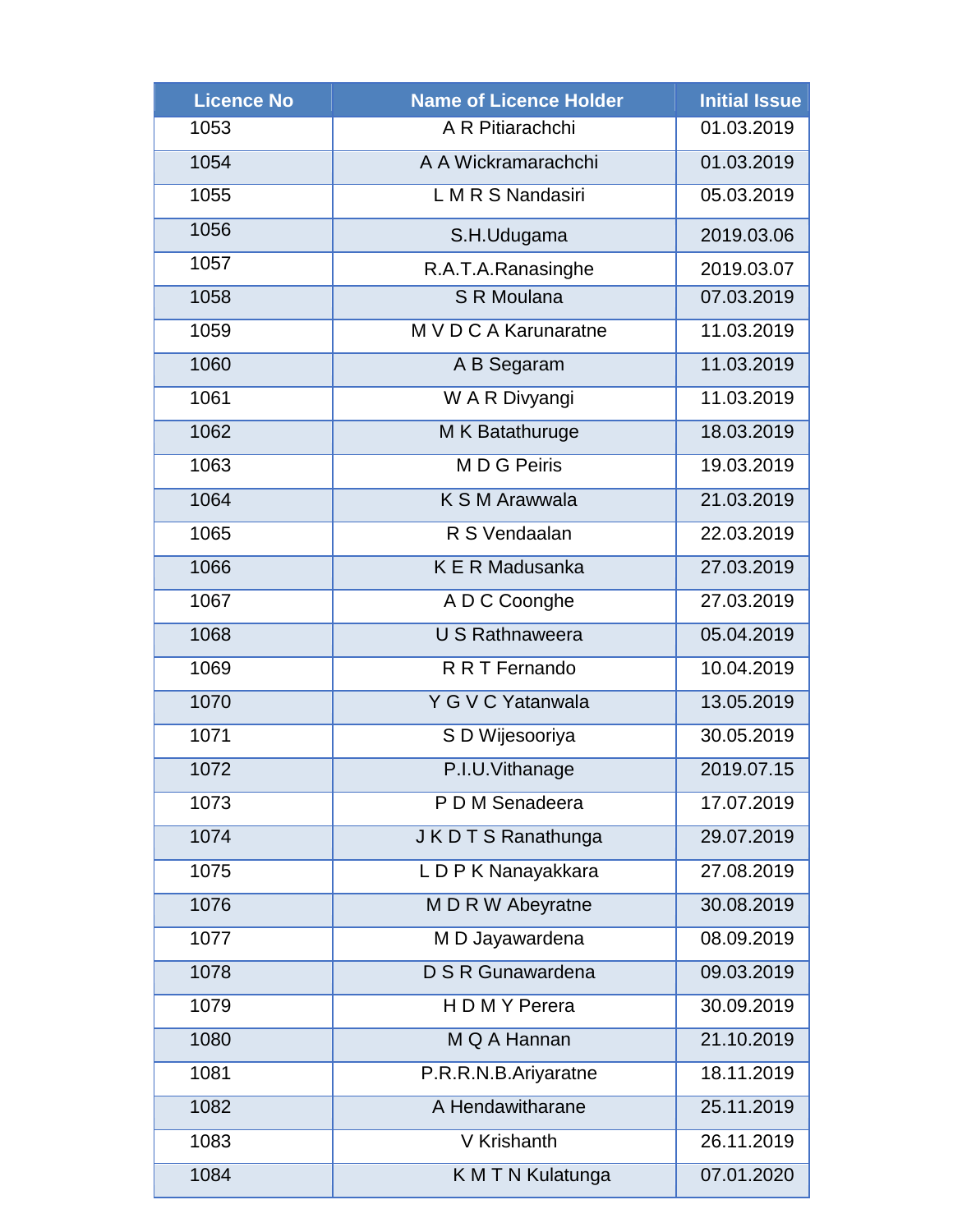| Licence No | Name of Licence Holder | Initial Issue |
|---|---|---|
| 1053 | A R Pitiarachchi | 01.03.2019 |
| 1054 | A A Wickramarachchi | 01.03.2019 |
| 1055 | L M R S Nandasiri | 05.03.2019 |
| 1056 | S.H.Udugama | 2019.03.06 |
| 1057 | R.A.T.A.Ranasinghe | 2019.03.07 |
| 1058 | S R Moulana | 07.03.2019 |
| 1059 | M V D C A Karunaratne | 11.03.2019 |
| 1060 | A B Segaram | 11.03.2019 |
| 1061 | W A R Divyangi | 11.03.2019 |
| 1062 | M K Batathuruge | 18.03.2019 |
| 1063 | M D G Peiris | 19.03.2019 |
| 1064 | K S M Arawwala | 21.03.2019 |
| 1065 | R S Vendaalan | 22.03.2019 |
| 1066 | K E R Madusanka | 27.03.2019 |
| 1067 | A D C Coonghe | 27.03.2019 |
| 1068 | U S Rathnaweera | 05.04.2019 |
| 1069 | R R T Fernando | 10.04.2019 |
| 1070 | Y G V C Yatanwala | 13.05.2019 |
| 1071 | S D Wijesooriya | 30.05.2019 |
| 1072 | P.I.U.Vithanage | 2019.07.15 |
| 1073 | P D M Senadeera | 17.07.2019 |
| 1074 | J K D T S Ranathunga | 29.07.2019 |
| 1075 | L D P K Nanayakkara | 27.08.2019 |
| 1076 | M D R W Abeyratne | 30.08.2019 |
| 1077 | M D Jayawardena | 08.09.2019 |
| 1078 | D S R Gunawardena | 09.03.2019 |
| 1079 | H D M Y Perera | 30.09.2019 |
| 1080 | M Q A Hannan | 21.10.2019 |
| 1081 | P.R.R.N.B.Ariyaratne | 18.11.2019 |
| 1082 | A Hendawitharane | 25.11.2019 |
| 1083 | V Krishanth | 26.11.2019 |
| 1084 | K M T N Kulatunga | 07.01.2020 |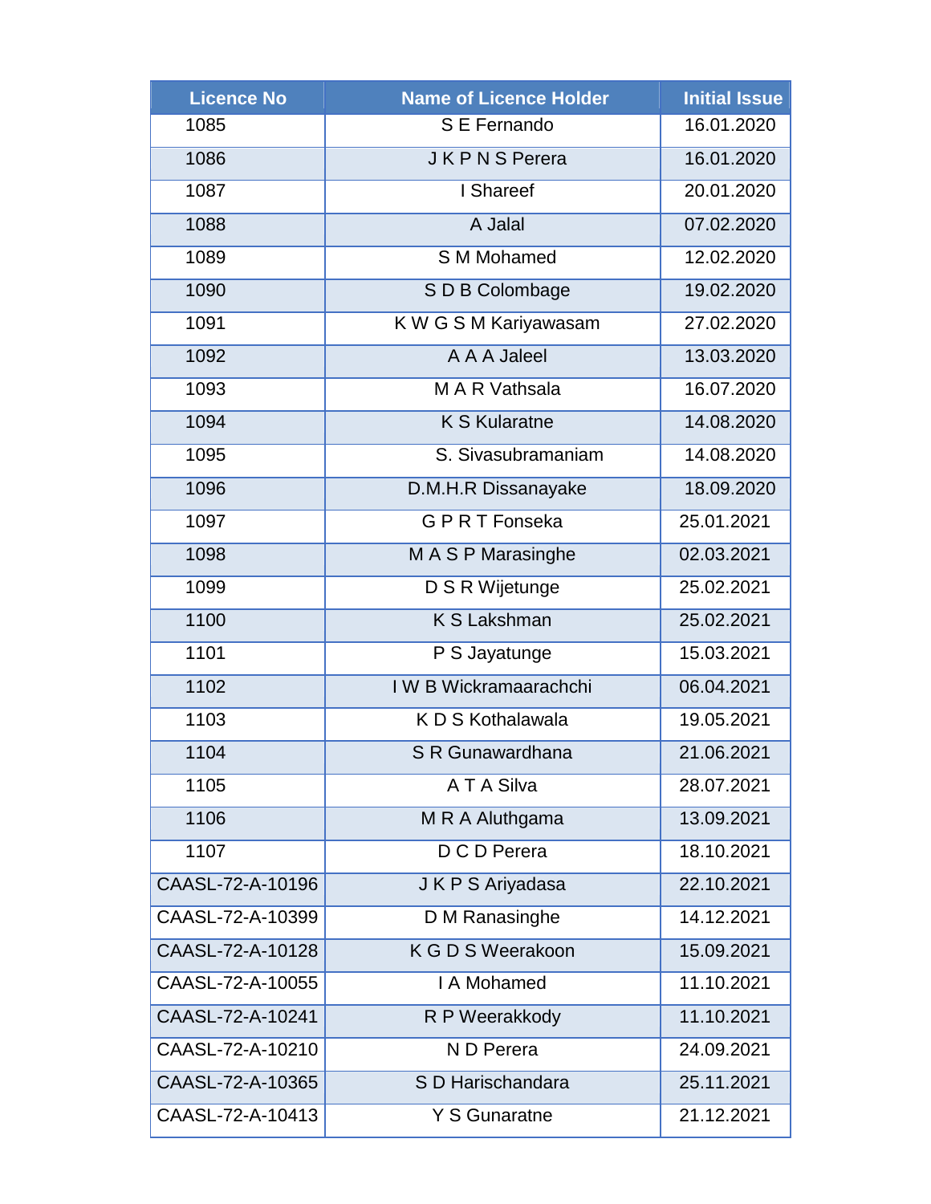| Licence No | Name of Licence Holder | Initial Issue |
|---|---|---|
| 1085 | S E Fernando | 16.01.2020 |
| 1086 | J K P N S Perera | 16.01.2020 |
| 1087 | I Shareef | 20.01.2020 |
| 1088 | A Jalal | 07.02.2020 |
| 1089 | S M Mohamed | 12.02.2020 |
| 1090 | S D B Colombage | 19.02.2020 |
| 1091 | K W G S M Kariyawasam | 27.02.2020 |
| 1092 | A A A Jaleel | 13.03.2020 |
| 1093 | M A R Vathsala | 16.07.2020 |
| 1094 | K S Kularatne | 14.08.2020 |
| 1095 | S. Sivasubramaniam | 14.08.2020 |
| 1096 | D.M.H.R Dissanayake | 18.09.2020 |
| 1097 | G P R T Fonseka | 25.01.2021 |
| 1098 | M A S P Marasinghe | 02.03.2021 |
| 1099 | D S R Wijetunge | 25.02.2021 |
| 1100 | K S Lakshman | 25.02.2021 |
| 1101 | P S Jayatunge | 15.03.2021 |
| 1102 | I W B Wickramaarachchi | 06.04.2021 |
| 1103 | K D S Kothalawala | 19.05.2021 |
| 1104 | S R Gunawardhana | 21.06.2021 |
| 1105 | A T A Silva | 28.07.2021 |
| 1106 | M R A Aluthgama | 13.09.2021 |
| 1107 | D C D Perera | 18.10.2021 |
| CAASL-72-A-10196 | J K P S Ariyadasa | 22.10.2021 |
| CAASL-72-A-10399 | D M Ranasinghe | 14.12.2021 |
| CAASL-72-A-10128 | K G D S Weerakoon | 15.09.2021 |
| CAASL-72-A-10055 | I A Mohamed | 11.10.2021 |
| CAASL-72-A-10241 | R P Weerakkody | 11.10.2021 |
| CAASL-72-A-10210 | N D Perera | 24.09.2021 |
| CAASL-72-A-10365 | S D Harischandara | 25.11.2021 |
| CAASL-72-A-10413 | Y S Gunaratne | 21.12.2021 |